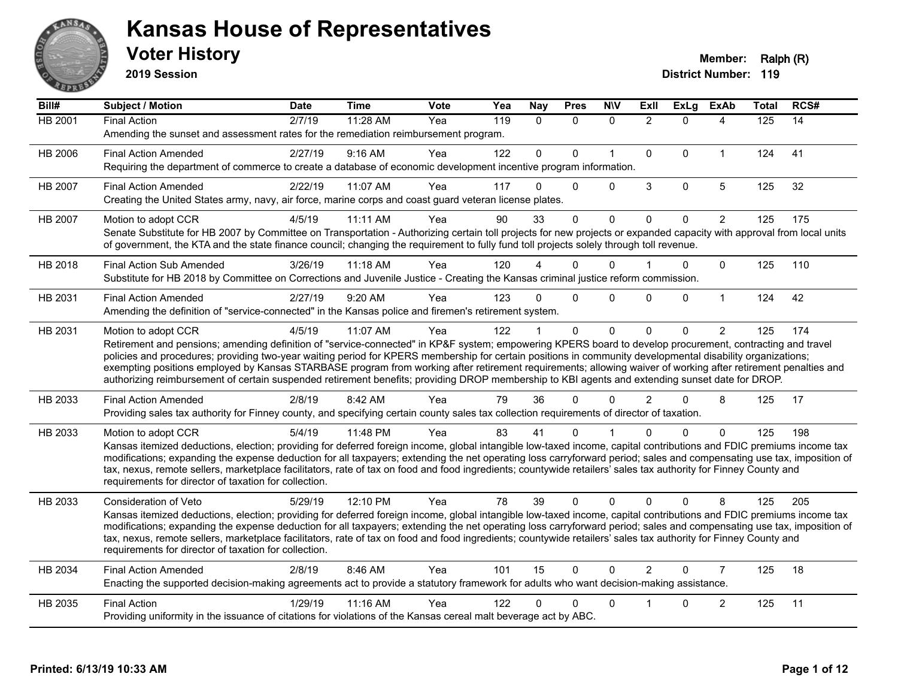# Kansas House of Representatives

## Voter History

**2019 Session**

**Member:** Ralph (R)
**District Number:** 119

| Bill# | Subject / Motion | Date | Time | Vote | Yea | Nay | Pres | N\V | ExII | ExLg | ExAb | Total | RCS# |
|---|---|---|---|---|---|---|---|---|---|---|---|---|---|
| HB 2001 | Final Action | 2/7/19 | 11:28 AM | Yea | 119 | 0 | 0 | 0 | 2 | 0 | 4 | 125 | 14 |
| | Amending the sunset and assessment rates for the remediation reimbursement program. | | | | | | | | | | | | |
| HB 2006 | Final Action Amended | 2/27/19 | 9:16 AM | Yea | 122 | 0 | 0 | 1 | 0 | 0 | 1 | 124 | 41 |
| | Requiring the department of commerce to create a database of economic development incentive program information. | | | | | | | | | | | | |
| HB 2007 | Final Action Amended | 2/22/19 | 11:07 AM | Yea | 117 | 0 | 0 | 0 | 3 | 0 | 5 | 125 | 32 |
| | Creating the United States army, navy, air force, marine corps and coast guard veteran license plates. | | | | | | | | | | | | |
| HB 2007 | Motion to adopt CCR | 4/5/19 | 11:11 AM | Yea | 90 | 33 | 0 | 0 | 0 | 0 | 2 | 125 | 175 |
| | Senate Substitute for HB 2007 by Committee on Transportation - Authorizing certain toll projects for new projects or expanded capacity with approval from local units of government, the KTA and the state finance council; changing the requirement to fully fund toll projects solely through toll revenue. | | | | | | | | | | | | |
| HB 2018 | Final Action Sub Amended | 3/26/19 | 11:18 AM | Yea | 120 | 4 | 0 | 0 | 1 | 0 | 0 | 125 | 110 |
| | Substitute for HB 2018 by Committee on Corrections and Juvenile Justice - Creating the Kansas criminal justice reform commission. | | | | | | | | | | | | |
| HB 2031 | Final Action Amended | 2/27/19 | 9:20 AM | Yea | 123 | 0 | 0 | 0 | 0 | 0 | 1 | 124 | 42 |
| | Amending the definition of "service-connected" in the Kansas police and firemen's retirement system. | | | | | | | | | | | | |
| HB 2031 | Motion to adopt CCR | 4/5/19 | 11:07 AM | Yea | 122 | 1 | 0 | 0 | 0 | 0 | 2 | 125 | 174 |
| | Retirement and pensions; amending definition of "service-connected" in KP&F system; empowering KPERS board to develop procurement, contracting and travel policies and procedures; providing two-year waiting period for KPERS membership for certain positions in community developmental disability organizations; exempting positions employed by Kansas STARBASE program from working after retirement requirements; allowing waiver of working after retirement penalties and authorizing reimbursement of certain suspended retirement benefits; providing DROP membership to KBI agents and extending sunset date for DROP. | | | | | | | | | | | | |
| HB 2033 | Final Action Amended | 2/8/19 | 8:42 AM | Yea | 79 | 36 | 0 | 0 | 2 | 0 | 8 | 125 | 17 |
| | Providing sales tax authority for Finney county, and specifying certain county sales tax collection requirements of director of taxation. | | | | | | | | | | | | |
| HB 2033 | Motion to adopt CCR | 5/4/19 | 11:48 PM | Yea | 83 | 41 | 0 | 1 | 0 | 0 | 0 | 125 | 198 |
| | Kansas itemized deductions, election; providing for deferred foreign income, global intangible low-taxed income, capital contributions and FDIC premiums income tax modifications; expanding the expense deduction for all taxpayers; extending the net operating loss carryforward period; sales and compensating use tax, imposition of tax, nexus, remote sellers, marketplace facilitators, rate of tax on food and food ingredients; countywide retailers' sales tax authority for Finney County and requirements for director of taxation for collection. | | | | | | | | | | | | |
| HB 2033 | Consideration of Veto | 5/29/19 | 12:10 PM | Yea | 78 | 39 | 0 | 0 | 0 | 0 | 8 | 125 | 205 |
| | Kansas itemized deductions, election; providing for deferred foreign income, global intangible low-taxed income, capital contributions and FDIC premiums income tax modifications; expanding the expense deduction for all taxpayers; extending the net operating loss carryforward period; sales and compensating use tax, imposition of tax, nexus, remote sellers, marketplace facilitators, rate of tax on food and food ingredients; countywide retailers' sales tax authority for Finney County and requirements for director of taxation for collection. | | | | | | | | | | | | |
| HB 2034 | Final Action Amended | 2/8/19 | 8:46 AM | Yea | 101 | 15 | 0 | 0 | 2 | 0 | 7 | 125 | 18 |
| | Enacting the supported decision-making agreements act to provide a statutory framework for adults who want decision-making assistance. | | | | | | | | | | | | |
| HB 2035 | Final Action | 1/29/19 | 11:16 AM | Yea | 122 | 0 | 0 | 0 | 1 | 0 | 2 | 125 | 11 |
| | Providing uniformity in the issuance of citations for violations of the Kansas cereal malt beverage act by ABC. | | | | | | | | | | | | |

Printed: 6/13/19 10:33 AM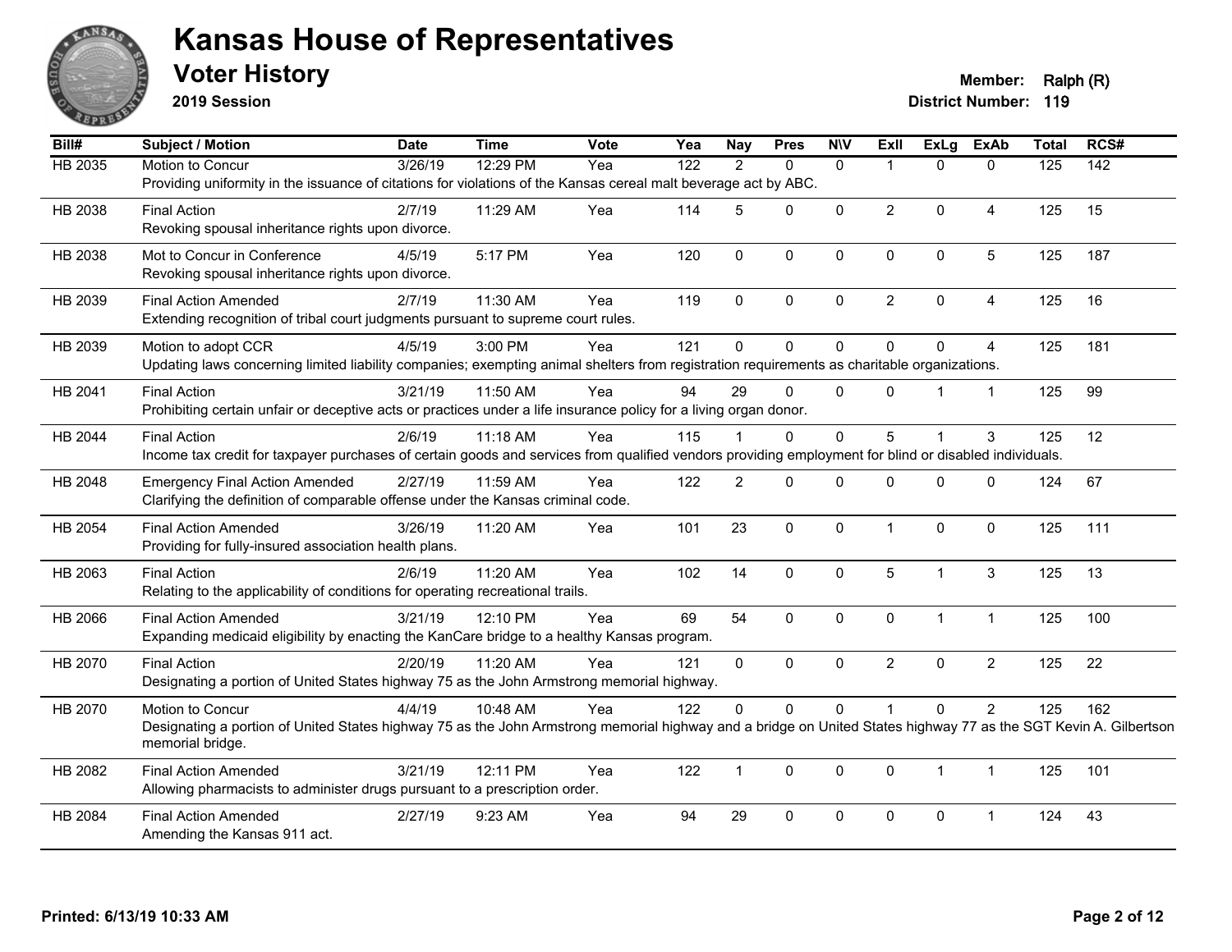# Kansas House of Representatives

## Voter History

**2019 Session**

**Member:** Ralph (R)
**District Number:** 119

| Bill# | Subject / Motion | Date | Time | Vote | Yea | Nay | Pres | N\V | ExII | ExLg | ExAb | Total | RCS# |
|---|---|---|---|---|---|---|---|---|---|---|---|---|---|
| HB 2035 | Motion to Concur | 3/26/19 | 12:29 PM | Yea | 122 | 2 | 0 | 0 | 1 | 0 | 0 | 125 | 142 |
| | Providing uniformity in the issuance of citations for violations of the Kansas cereal malt beverage act by ABC. | | | | | | | | | | | | |
| HB 2038 | Final Action | 2/7/19 | 11:29 AM | Yea | 114 | 5 | 0 | 0 | 2 | 0 | 4 | 125 | 15 |
| | Revoking spousal inheritance rights upon divorce. | | | | | | | | | | | | |
| HB 2038 | Mot to Concur in Conference | 4/5/19 | 5:17 PM | Yea | 120 | 0 | 0 | 0 | 0 | 0 | 5 | 125 | 187 |
| | Revoking spousal inheritance rights upon divorce. | | | | | | | | | | | | |
| HB 2039 | Final Action Amended | 2/7/19 | 11:30 AM | Yea | 119 | 0 | 0 | 0 | 2 | 0 | 4 | 125 | 16 |
| | Extending recognition of tribal court judgments pursuant to supreme court rules. | | | | | | | | | | | | |
| HB 2039 | Motion to adopt CCR | 4/5/19 | 3:00 PM | Yea | 121 | 0 | 0 | 0 | 0 | 0 | 4 | 125 | 181 |
| | Updating laws concerning limited liability companies; exempting animal shelters from registration requirements as charitable organizations. | | | | | | | | | | | | |
| HB 2041 | Final Action | 3/21/19 | 11:50 AM | Yea | 94 | 29 | 0 | 0 | 0 | 1 | 1 | 125 | 99 |
| | Prohibiting certain unfair or deceptive acts or practices under a life insurance policy for a living organ donor. | | | | | | | | | | | | |
| HB 2044 | Final Action | 2/6/19 | 11:18 AM | Yea | 115 | 1 | 0 | 0 | 5 | 1 | 3 | 125 | 12 |
| | Income tax credit for taxpayer purchases of certain goods and services from qualified vendors providing employment for blind or disabled individuals. | | | | | | | | | | | | |
| HB 2048 | Emergency Final Action Amended | 2/27/19 | 11:59 AM | Yea | 122 | 2 | 0 | 0 | 0 | 0 | 0 | 124 | 67 |
| | Clarifying the definition of comparable offense under the Kansas criminal code. | | | | | | | | | | | | |
| HB 2054 | Final Action Amended | 3/26/19 | 11:20 AM | Yea | 101 | 23 | 0 | 0 | 1 | 0 | 0 | 125 | 111 |
| | Providing for fully-insured association health plans. | | | | | | | | | | | | |
| HB 2063 | Final Action | 2/6/19 | 11:20 AM | Yea | 102 | 14 | 0 | 0 | 5 | 1 | 3 | 125 | 13 |
| | Relating to the applicability of conditions for operating recreational trails. | | | | | | | | | | | | |
| HB 2066 | Final Action Amended | 3/21/19 | 12:10 PM | Yea | 69 | 54 | 0 | 0 | 0 | 1 | 1 | 125 | 100 |
| | Expanding medicaid eligibility by enacting the KanCare bridge to a healthy Kansas program. | | | | | | | | | | | | |
| HB 2070 | Final Action | 2/20/19 | 11:20 AM | Yea | 121 | 0 | 0 | 0 | 2 | 0 | 2 | 125 | 22 |
| | Designating a portion of United States highway 75 as the John Armstrong memorial highway. | | | | | | | | | | | | |
| HB 2070 | Motion to Concur | 4/4/19 | 10:48 AM | Yea | 122 | 0 | 0 | 0 | 1 | 0 | 2 | 125 | 162 |
| | Designating a portion of United States highway 75 as the John Armstrong memorial highway and a bridge on United States highway 77 as the SGT Kevin A. Gilbertson memorial bridge. | | | | | | | | | | | | |
| HB 2082 | Final Action Amended | 3/21/19 | 12:11 PM | Yea | 122 | 1 | 0 | 0 | 0 | 1 | 1 | 125 | 101 |
| | Allowing pharmacists to administer drugs pursuant to a prescription order. | | | | | | | | | | | | |
| HB 2084 | Final Action Amended | 2/27/19 | 9:23 AM | Yea | 94 | 29 | 0 | 0 | 0 | 0 | 1 | 124 | 43 |
| | Amending the Kansas 911 act. | | | | | | | | | | | | |

Printed: 6/13/19 10:33 AM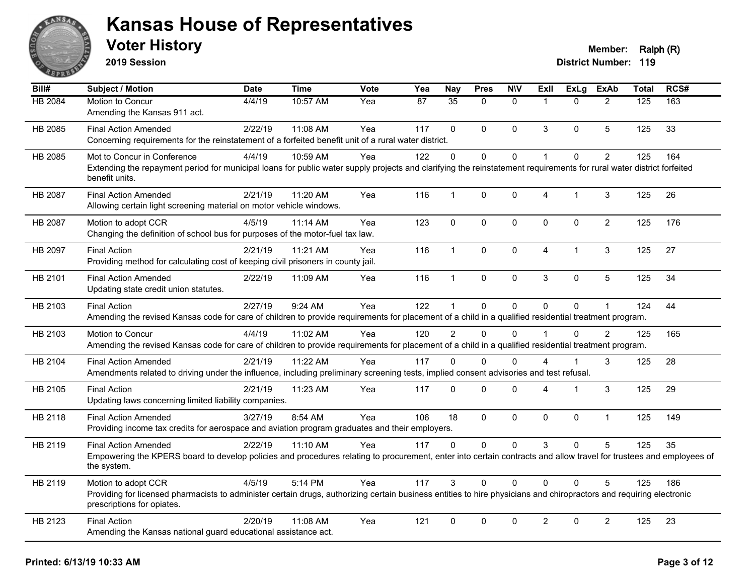# Kansas House of Representatives

## Voter History

**2019 Session**

**Member:** Ralph (R)
**District Number:** 119

| Bill# | Subject / Motion | Date | Time | Vote | Yea | Nay | Pres | N\V | ExII | ExLg | ExAb | Total | RCS# |
|---|---|---|---|---|---|---|---|---|---|---|---|---|---|
| HB 2084 | Motion to Concur<br>Amending the Kansas 911 act. | 4/4/19 | 10:57 AM | Yea | 87 | 35 | 0 | 0 | 1 | 0 | 2 | 125 | 163 |
| HB 2085 | Final Action Amended<br>Concerning requirements for the reinstatement of a forfeited benefit unit of a rural water district. | 2/22/19 | 11:08 AM | Yea | 117 | 0 | 0 | 0 | 3 | 0 | 5 | 125 | 33 |
| HB 2085 | Mot to Concur in Conference<br>Extending the repayment period for municipal loans for public water supply projects and clarifying the reinstatement requirements for rural water district forfeited benefit units. | 4/4/19 | 10:59 AM | Yea | 122 | 0 | 0 | 0 | 1 | 0 | 2 | 125 | 164 |
| HB 2087 | Final Action Amended<br>Allowing certain light screening material on motor vehicle windows. | 2/21/19 | 11:20 AM | Yea | 116 | 1 | 0 | 0 | 4 | 1 | 3 | 125 | 26 |
| HB 2087 | Motion to adopt CCR<br>Changing the definition of school bus for purposes of the motor-fuel tax law. | 4/5/19 | 11:14 AM | Yea | 123 | 0 | 0 | 0 | 0 | 0 | 2 | 125 | 176 |
| HB 2097 | Final Action<br>Providing method for calculating cost of keeping civil prisoners in county jail. | 2/21/19 | 11:21 AM | Yea | 116 | 1 | 0 | 0 | 4 | 1 | 3 | 125 | 27 |
| HB 2101 | Final Action Amended<br>Updating state credit union statutes. | 2/22/19 | 11:09 AM | Yea | 116 | 1 | 0 | 0 | 3 | 0 | 5 | 125 | 34 |
| HB 2103 | Final Action<br>Amending the revised Kansas code for care of children to provide requirements for placement of a child in a qualified residential treatment program. | 2/27/19 | 9:24 AM | Yea | 122 | 1 | 0 | 0 | 0 | 0 | 1 | 124 | 44 |
| HB 2103 | Motion to Concur<br>Amending the revised Kansas code for care of children to provide requirements for placement of a child in a qualified residential treatment program. | 4/4/19 | 11:02 AM | Yea | 120 | 2 | 0 | 0 | 1 | 0 | 2 | 125 | 165 |
| HB 2104 | Final Action Amended<br>Amendments related to driving under the influence, including preliminary screening tests, implied consent advisories and test refusal. | 2/21/19 | 11:22 AM | Yea | 117 | 0 | 0 | 0 | 4 | 1 | 3 | 125 | 28 |
| HB 2105 | Final Action<br>Updating laws concerning limited liability companies. | 2/21/19 | 11:23 AM | Yea | 117 | 0 | 0 | 0 | 4 | 1 | 3 | 125 | 29 |
| HB 2118 | Final Action Amended<br>Providing income tax credits for aerospace and aviation program graduates and their employers. | 3/27/19 | 8:54 AM | Yea | 106 | 18 | 0 | 0 | 0 | 0 | 1 | 125 | 149 |
| HB 2119 | Final Action Amended<br>Empowering the KPERS board to develop policies and procedures relating to procurement, enter into certain contracts and allow travel for trustees and employees of the system. | 2/22/19 | 11:10 AM | Yea | 117 | 0 | 0 | 0 | 3 | 0 | 5 | 125 | 35 |
| HB 2119 | Motion to adopt CCR<br>Providing for licensed pharmacists to administer certain drugs, authorizing certain business entities to hire physicians and chiropractors and requiring electronic prescriptions for opiates. | 4/5/19 | 5:14 PM | Yea | 117 | 3 | 0 | 0 | 0 | 0 | 5 | 125 | 186 |
| HB 2123 | Final Action<br>Amending the Kansas national guard educational assistance act. | 2/20/19 | 11:08 AM | Yea | 121 | 0 | 0 | 0 | 2 | 0 | 2 | 125 | 23 |

**Printed: 6/13/19 10:33 AM**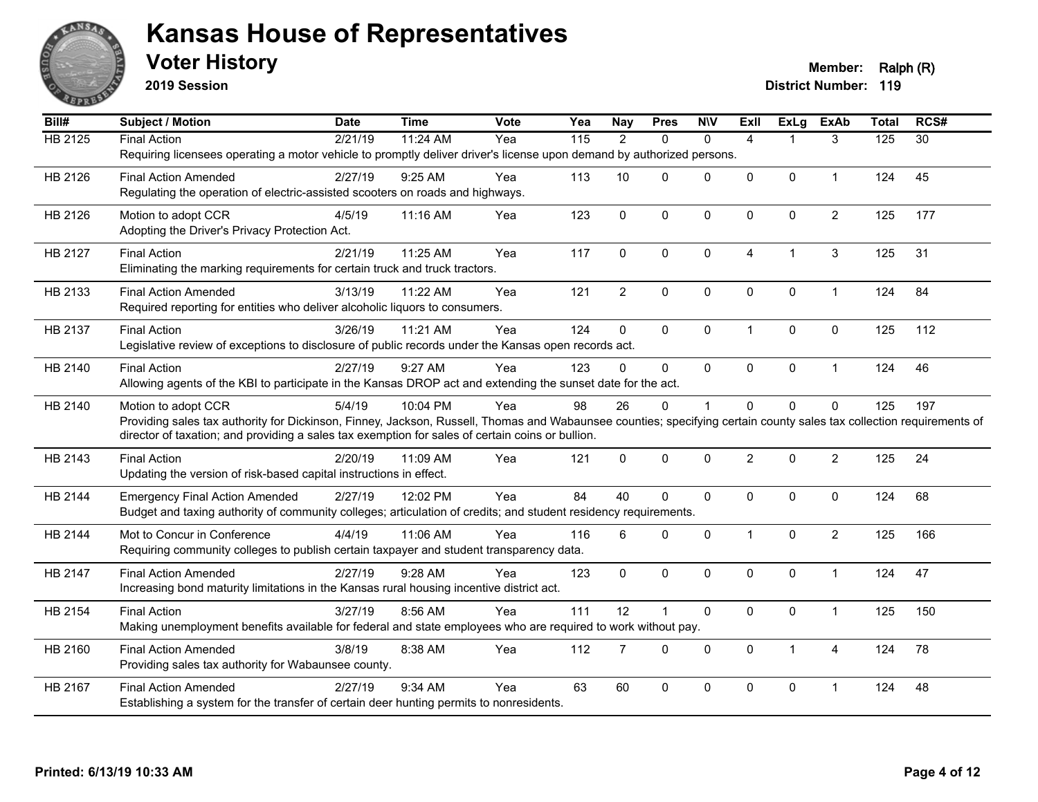# Kansas House of Representatives

## Voter History

**2019 Session**

**Member:** Ralph (R)
**District Number:** 119

| Bill# | Subject / Motion | Date | Time | Vote | Yea | Nay | Pres | N\V | ExII | ExLg | ExAb | Total | RCS# |
|---|---|---|---|---|---|---|---|---|---|---|---|---|---|
| HB 2125 | Final Action | 2/21/19 | 11:24 AM | Yea | 115 | 2 | 0 | 0 | 4 | 1 | 3 | 125 | 30 |
| | Requiring licensees operating a motor vehicle to promptly deliver driver's license upon demand by authorized persons. | | | | | | | | | | | | |
| HB 2126 | Final Action Amended | 2/27/19 | 9:25 AM | Yea | 113 | 10 | 0 | 0 | 0 | 0 | 1 | 124 | 45 |
| | Regulating the operation of electric-assisted scooters on roads and highways. | | | | | | | | | | | | |
| HB 2126 | Motion to adopt CCR | 4/5/19 | 11:16 AM | Yea | 123 | 0 | 0 | 0 | 0 | 0 | 2 | 125 | 177 |
| | Adopting the Driver's Privacy Protection Act. | | | | | | | | | | | | |
| HB 2127 | Final Action | 2/21/19 | 11:25 AM | Yea | 117 | 0 | 0 | 0 | 4 | 1 | 3 | 125 | 31 |
| | Eliminating the marking requirements for certain truck and truck tractors. | | | | | | | | | | | | |
| HB 2133 | Final Action Amended | 3/13/19 | 11:22 AM | Yea | 121 | 2 | 0 | 0 | 0 | 0 | 1 | 124 | 84 |
| | Required reporting for entities who deliver alcoholic liquors to consumers. | | | | | | | | | | | | |
| HB 2137 | Final Action | 3/26/19 | 11:21 AM | Yea | 124 | 0 | 0 | 0 | 1 | 0 | 0 | 125 | 112 |
| | Legislative review of exceptions to disclosure of public records under the Kansas open records act. | | | | | | | | | | | | |
| HB 2140 | Final Action | 2/27/19 | 9:27 AM | Yea | 123 | 0 | 0 | 0 | 0 | 0 | 1 | 124 | 46 |
| | Allowing agents of the KBI to participate in the Kansas DROP act and extending the sunset date for the act. | | | | | | | | | | | | |
| HB 2140 | Motion to adopt CCR | 5/4/19 | 10:04 PM | Yea | 98 | 26 | 0 | 1 | 0 | 0 | 0 | 125 | 197 |
| | Providing sales tax authority for Dickinson, Finney, Jackson, Russell, Thomas and Wabaunsee counties; specifying certain county sales tax collection requirements of director of taxation; and providing a sales tax exemption for sales of certain coins or bullion. | | | | | | | | | | | | |
| HB 2143 | Final Action | 2/20/19 | 11:09 AM | Yea | 121 | 0 | 0 | 0 | 2 | 0 | 2 | 125 | 24 |
| | Updating the version of risk-based capital instructions in effect. | | | | | | | | | | | | |
| HB 2144 | Emergency Final Action Amended | 2/27/19 | 12:02 PM | Yea | 84 | 40 | 0 | 0 | 0 | 0 | 0 | 124 | 68 |
| | Budget and taxing authority of community colleges; articulation of credits; and student residency requirements. | | | | | | | | | | | | |
| HB 2144 | Mot to Concur in Conference | 4/4/19 | 11:06 AM | Yea | 116 | 6 | 0 | 0 | 1 | 0 | 2 | 125 | 166 |
| | Requiring community colleges to publish certain taxpayer and student transparency data. | | | | | | | | | | | | |
| HB 2147 | Final Action Amended | 2/27/19 | 9:28 AM | Yea | 123 | 0 | 0 | 0 | 0 | 0 | 1 | 124 | 47 |
| | Increasing bond maturity limitations in the Kansas rural housing incentive district act. | | | | | | | | | | | | |
| HB 2154 | Final Action | 3/27/19 | 8:56 AM | Yea | 111 | 12 | 1 | 0 | 0 | 0 | 1 | 125 | 150 |
| | Making unemployment benefits available for federal and state employees who are required to work without pay. | | | | | | | | | | | | |
| HB 2160 | Final Action Amended | 3/8/19 | 8:38 AM | Yea | 112 | 7 | 0 | 0 | 0 | 1 | 4 | 124 | 78 |
| | Providing sales tax authority for Wabaunsee county. | | | | | | | | | | | | |
| HB 2167 | Final Action Amended | 2/27/19 | 9:34 AM | Yea | 63 | 60 | 0 | 0 | 0 | 0 | 1 | 124 | 48 |
| | Establishing a system for the transfer of certain deer hunting permits to nonresidents. | | | | | | | | | | | | |

**Printed: 6/13/19 10:33 AM**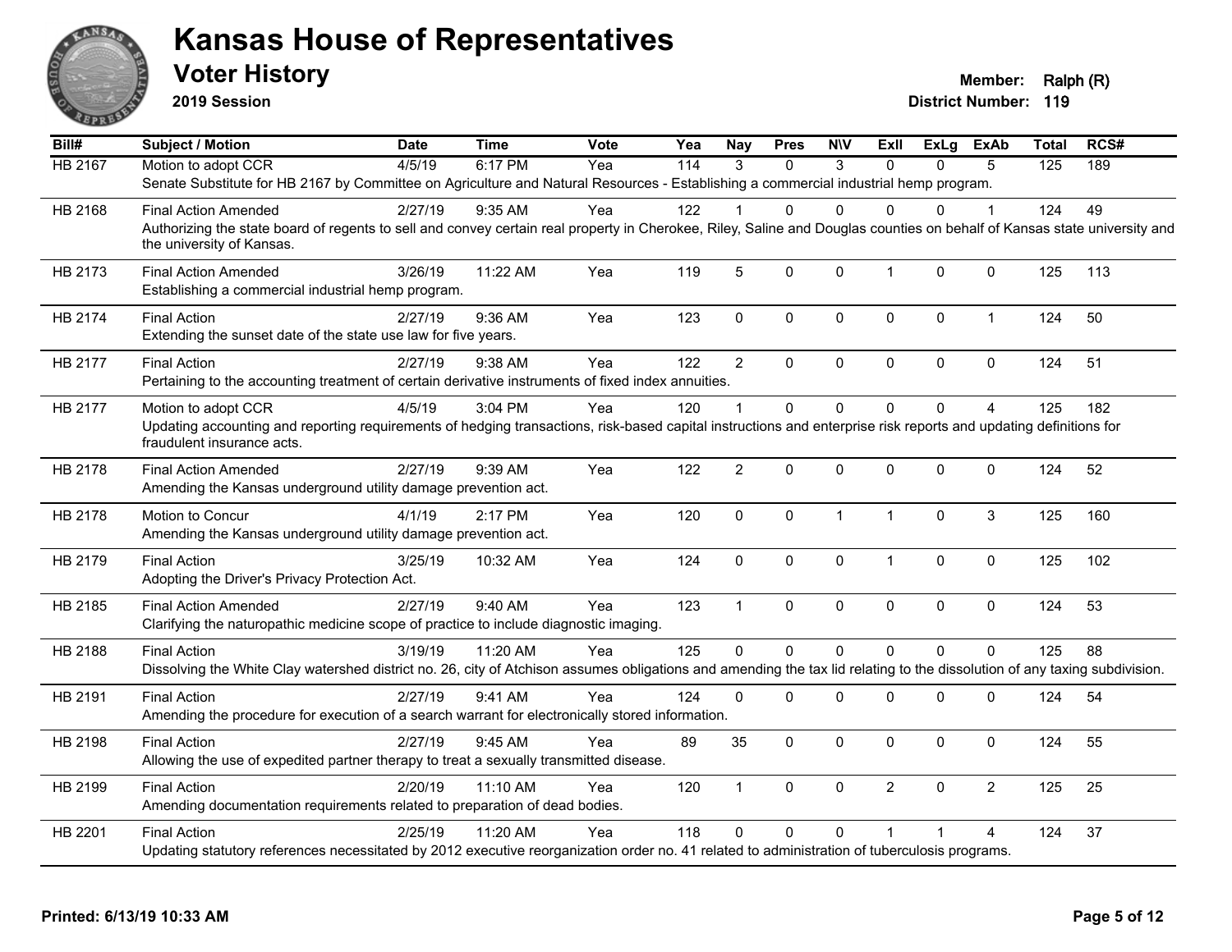# Kansas House of Representatives

## Voter History

**2019 Session**

**Member:** Ralph (R)
**District Number:** 119

| Bill# | Subject / Motion | Date | Time | Vote | Yea | Nay | Pres | N\V | ExII | ExLg | ExAb | Total | RCS# |
|---|---|---|---|---|---|---|---|---|---|---|---|---|---|
| HB 2167 | Motion to adopt CCR | 4/5/19 | 6:17 PM | Yea | 114 | 3 | 0 | 3 | 0 | 0 | 5 | 125 | 189 |
| | Senate Substitute for HB 2167 by Committee on Agriculture and Natural Resources - Establishing a commercial industrial hemp program. | | | | | | | | | | | | |
| HB 2168 | Final Action Amended | 2/27/19 | 9:35 AM | Yea | 122 | 1 | 0 | 0 | 0 | 0 | 1 | 124 | 49 |
| | Authorizing the state board of regents to sell and convey certain real property in Cherokee, Riley, Saline and Douglas counties on behalf of Kansas state university and the university of Kansas. | | | | | | | | | | | | |
| HB 2173 | Final Action Amended | 3/26/19 | 11:22 AM | Yea | 119 | 5 | 0 | 0 | 1 | 0 | 0 | 125 | 113 |
| | Establishing a commercial industrial hemp program. | | | | | | | | | | | | |
| HB 2174 | Final Action | 2/27/19 | 9:36 AM | Yea | 123 | 0 | 0 | 0 | 0 | 0 | 1 | 124 | 50 |
| | Extending the sunset date of the state use law for five years. | | | | | | | | | | | | |
| HB 2177 | Final Action | 2/27/19 | 9:38 AM | Yea | 122 | 2 | 0 | 0 | 0 | 0 | 0 | 124 | 51 |
| | Pertaining to the accounting treatment of certain derivative instruments of fixed index annuities. | | | | | | | | | | | | |
| HB 2177 | Motion to adopt CCR | 4/5/19 | 3:04 PM | Yea | 120 | 1 | 0 | 0 | 0 | 0 | 4 | 125 | 182 |
| | Updating accounting and reporting requirements of hedging transactions, risk-based capital instructions and enterprise risk reports and updating definitions for fraudulent insurance acts. | | | | | | | | | | | | |
| HB 2178 | Final Action Amended | 2/27/19 | 9:39 AM | Yea | 122 | 2 | 0 | 0 | 0 | 0 | 0 | 124 | 52 |
| | Amending the Kansas underground utility damage prevention act. | | | | | | | | | | | | |
| HB 2178 | Motion to Concur | 4/1/19 | 2:17 PM | Yea | 120 | 0 | 0 | 1 | 1 | 0 | 3 | 125 | 160 |
| | Amending the Kansas underground utility damage prevention act. | | | | | | | | | | | | |
| HB 2179 | Final Action | 3/25/19 | 10:32 AM | Yea | 124 | 0 | 0 | 0 | 1 | 0 | 0 | 125 | 102 |
| | Adopting the Driver's Privacy Protection Act. | | | | | | | | | | | | |
| HB 2185 | Final Action Amended | 2/27/19 | 9:40 AM | Yea | 123 | 1 | 0 | 0 | 0 | 0 | 0 | 124 | 53 |
| | Clarifying the naturopathic medicine scope of practice to include diagnostic imaging. | | | | | | | | | | | | |
| HB 2188 | Final Action | 3/19/19 | 11:20 AM | Yea | 125 | 0 | 0 | 0 | 0 | 0 | 0 | 125 | 88 |
| | Dissolving the White Clay watershed district no. 26, city of Atchison assumes obligations and amending the tax lid relating to the dissolution of any taxing subdivision. | | | | | | | | | | | | |
| HB 2191 | Final Action | 2/27/19 | 9:41 AM | Yea | 124 | 0 | 0 | 0 | 0 | 0 | 0 | 124 | 54 |
| | Amending the procedure for execution of a search warrant for electronically stored information. | | | | | | | | | | | | |
| HB 2198 | Final Action | 2/27/19 | 9:45 AM | Yea | 89 | 35 | 0 | 0 | 0 | 0 | 0 | 124 | 55 |
| | Allowing the use of expedited partner therapy to treat a sexually transmitted disease. | | | | | | | | | | | | |
| HB 2199 | Final Action | 2/20/19 | 11:10 AM | Yea | 120 | 1 | 0 | 0 | 2 | 0 | 2 | 125 | 25 |
| | Amending documentation requirements related to preparation of dead bodies. | | | | | | | | | | | | |
| HB 2201 | Final Action | 2/25/19 | 11:20 AM | Yea | 118 | 0 | 0 | 0 | 1 | 1 | 4 | 124 | 37 |
| | Updating statutory references necessitated by 2012 executive reorganization order no. 41 related to administration of tuberculosis programs. | | | | | | | | | | | | |

Printed: 6/13/19 10:33 AM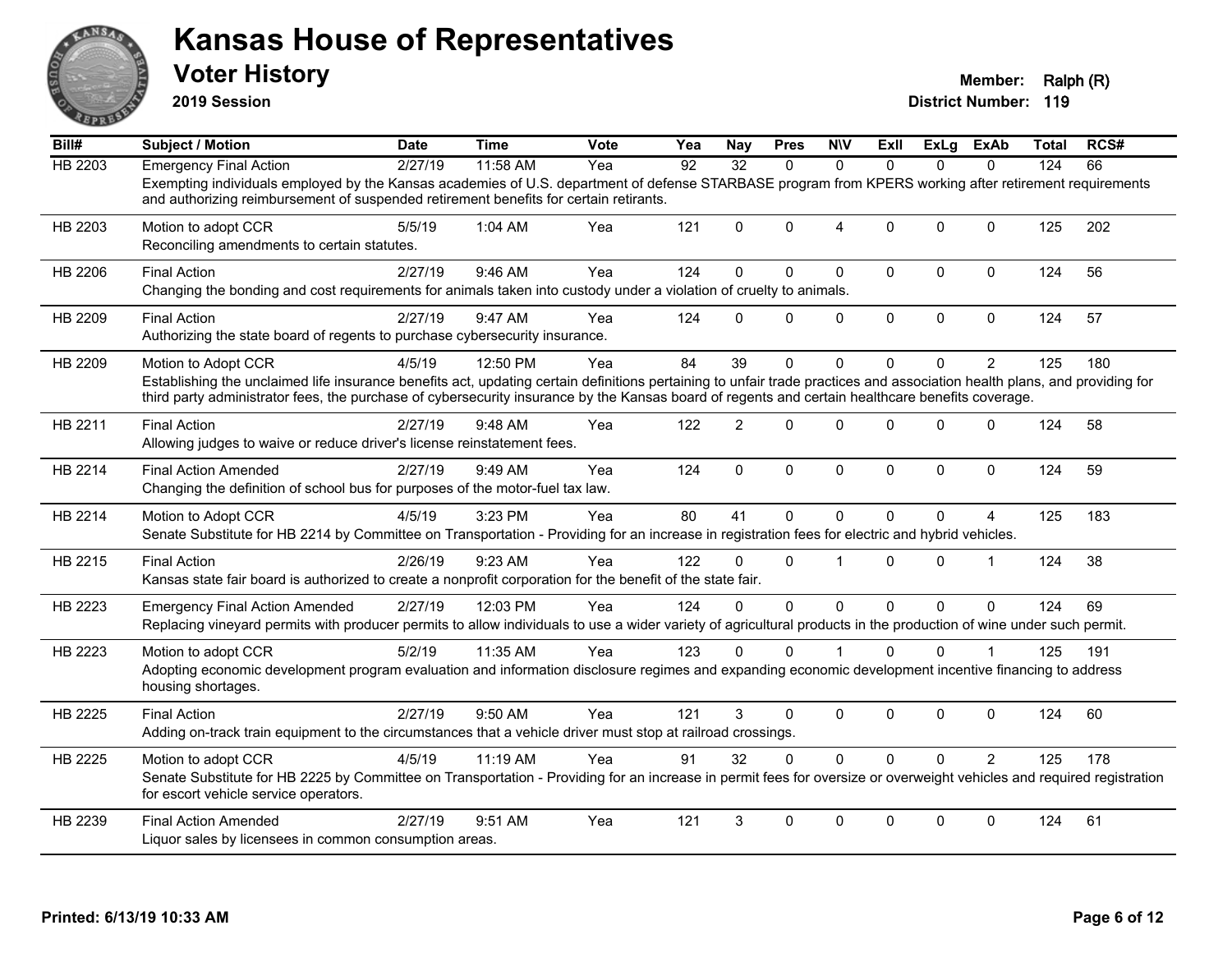# Kansas House of Representatives

## Voter History

**2019 Session**

**Member:** Ralph (R)

**District Number:** 119

| Bill# | Subject / Motion | Date | Time | Vote | Yea | Nay | Pres | N\V | ExII | ExLg | ExAb | Total | RCS# |
|---|---|---|---|---|---|---|---|---|---|---|---|---|---|
| HB 2203 | Emergency Final Action | 2/27/19 | 11:58 AM | Yea | 92 | 32 | 0 | 0 | 0 | 0 | 0 | 124 | 66 |
| | Exempting individuals employed by the Kansas academies of U.S. department of defense STARBASE program from KPERS working after retirement requirements and authorizing reimbursement of suspended retirement benefits for certain retirants. | | | | | | | | | | | | |
| HB 2203 | Motion to adopt CCR | 5/5/19 | 1:04 AM | Yea | 121 | 0 | 0 | 4 | 0 | 0 | 0 | 125 | 202 |
| | Reconciling amendments to certain statutes. | | | | | | | | | | | | |
| HB 2206 | Final Action | 2/27/19 | 9:46 AM | Yea | 124 | 0 | 0 | 0 | 0 | 0 | 0 | 124 | 56 |
| | Changing the bonding and cost requirements for animals taken into custody under a violation of cruelty to animals. | | | | | | | | | | | | |
| HB 2209 | Final Action | 2/27/19 | 9:47 AM | Yea | 124 | 0 | 0 | 0 | 0 | 0 | 0 | 124 | 57 |
| | Authorizing the state board of regents to purchase cybersecurity insurance. | | | | | | | | | | | | |
| HB 2209 | Motion to Adopt CCR | 4/5/19 | 12:50 PM | Yea | 84 | 39 | 0 | 0 | 0 | 0 | 2 | 125 | 180 |
| | Establishing the unclaimed life insurance benefits act, updating certain definitions pertaining to unfair trade practices and association health plans, and providing for third party administrator fees, the purchase of cybersecurity insurance by the Kansas board of regents and certain healthcare benefits coverage. | | | | | | | | | | | | |
| HB 2211 | Final Action | 2/27/19 | 9:48 AM | Yea | 122 | 2 | 0 | 0 | 0 | 0 | 0 | 124 | 58 |
| | Allowing judges to waive or reduce driver's license reinstatement fees. | | | | | | | | | | | | |
| HB 2214 | Final Action Amended | 2/27/19 | 9:49 AM | Yea | 124 | 0 | 0 | 0 | 0 | 0 | 0 | 124 | 59 |
| | Changing the definition of school bus for purposes of the motor-fuel tax law. | | | | | | | | | | | | |
| HB 2214 | Motion to Adopt CCR | 4/5/19 | 3:23 PM | Yea | 80 | 41 | 0 | 0 | 0 | 0 | 4 | 125 | 183 |
| | Senate Substitute for HB 2214 by Committee on Transportation - Providing for an increase in registration fees for electric and hybrid vehicles. | | | | | | | | | | | | |
| HB 2215 | Final Action | 2/26/19 | 9:23 AM | Yea | 122 | 0 | 0 | 1 | 0 | 0 | 1 | 124 | 38 |
| | Kansas state fair board is authorized to create a nonprofit corporation for the benefit of the state fair. | | | | | | | | | | | | |
| HB 2223 | Emergency Final Action Amended | 2/27/19 | 12:03 PM | Yea | 124 | 0 | 0 | 0 | 0 | 0 | 0 | 124 | 69 |
| | Replacing vineyard permits with producer permits to allow individuals to use a wider variety of agricultural products in the production of wine under such permit. | | | | | | | | | | | | |
| HB 2223 | Motion to adopt CCR | 5/2/19 | 11:35 AM | Yea | 123 | 0 | 0 | 1 | 0 | 0 | 1 | 125 | 191 |
| | Adopting economic development program evaluation and information disclosure regimes and expanding economic development incentive financing to address housing shortages. | | | | | | | | | | | | |
| HB 2225 | Final Action | 2/27/19 | 9:50 AM | Yea | 121 | 3 | 0 | 0 | 0 | 0 | 0 | 124 | 60 |
| | Adding on-track train equipment to the circumstances that a vehicle driver must stop at railroad crossings. | | | | | | | | | | | | |
| HB 2225 | Motion to adopt CCR | 4/5/19 | 11:19 AM | Yea | 91 | 32 | 0 | 0 | 0 | 0 | 2 | 125 | 178 |
| | Senate Substitute for HB 2225 by Committee on Transportation - Providing for an increase in permit fees for oversize or overweight vehicles and required registration for escort vehicle service operators. | | | | | | | | | | | | |
| HB 2239 | Final Action Amended | 2/27/19 | 9:51 AM | Yea | 121 | 3 | 0 | 0 | 0 | 0 | 0 | 124 | 61 |
| | Liquor sales by licensees in common consumption areas. | | | | | | | | | | | | |

**Printed: 6/13/19 10:33 AM**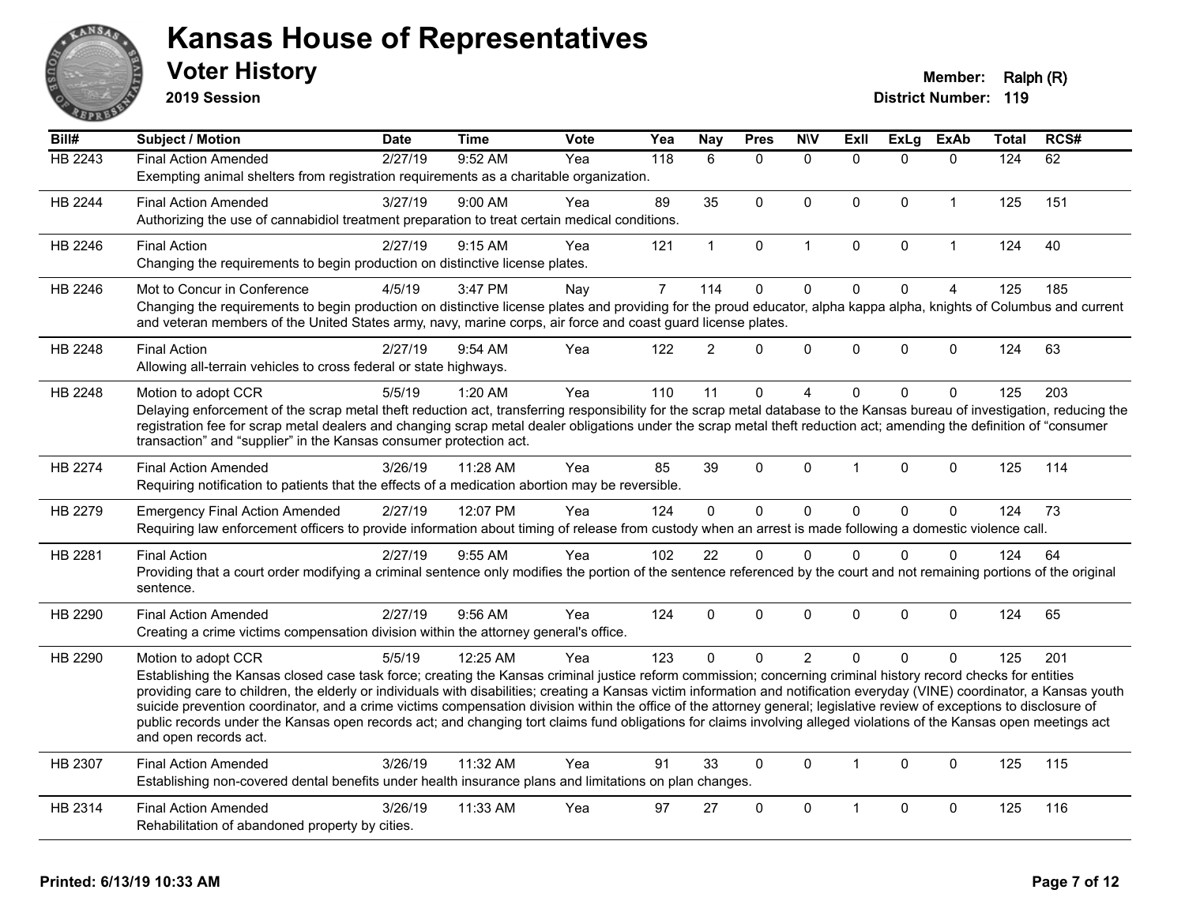# Kansas House of Representatives

## Voter History

**2019 Session**

**Member:** Ralph (R)
**District Number:** 119

| Bill# | Subject / Motion | Date | Time | Vote | Yea | Nay | Pres | N\V | ExII | ExLg | ExAb | Total | RCS# |
|---|---|---|---|---|---|---|---|---|---|---|---|---|---|
| HB 2243 | Final Action Amended | 2/27/19 | 9:52 AM | Yea | 118 | 6 | 0 | 0 | 0 | 0 | 0 | 124 | 62 |
| | Exempting animal shelters from registration requirements as a charitable organization. | | | | | | | | | | | | |
| HB 2244 | Final Action Amended | 3/27/19 | 9:00 AM | Yea | 89 | 35 | 0 | 0 | 0 | 0 | 1 | 125 | 151 |
| | Authorizing the use of cannabidiol treatment preparation to treat certain medical conditions. | | | | | | | | | | | | |
| HB 2246 | Final Action | 2/27/19 | 9:15 AM | Yea | 121 | 1 | 0 | 1 | 0 | 0 | 1 | 124 | 40 |
| | Changing the requirements to begin production on distinctive license plates. | | | | | | | | | | | | |
| HB 2246 | Mot to Concur in Conference | 4/5/19 | 3:47 PM | Nay | 7 | 114 | 0 | 0 | 0 | 0 | 4 | 125 | 185 |
| | Changing the requirements to begin production on distinctive license plates and providing for the proud educator, alpha kappa alpha, knights of Columbus and current and veteran members of the United States army, navy, marine corps, air force and coast guard license plates. | | | | | | | | | | | | |
| HB 2248 | Final Action | 2/27/19 | 9:54 AM | Yea | 122 | 2 | 0 | 0 | 0 | 0 | 0 | 124 | 63 |
| | Allowing all-terrain vehicles to cross federal or state highways. | | | | | | | | | | | | |
| HB 2248 | Motion to adopt CCR | 5/5/19 | 1:20 AM | Yea | 110 | 11 | 0 | 4 | 0 | 0 | 0 | 125 | 203 |
| | Delaying enforcement of the scrap metal theft reduction act, transferring responsibility for the scrap metal database to the Kansas bureau of investigation, reducing the registration fee for scrap metal dealers and changing scrap metal dealer obligations under the scrap metal theft reduction act; amending the definition of "consumer transaction" and "supplier" in the Kansas consumer protection act. | | | | | | | | | | | | |
| HB 2274 | Final Action Amended | 3/26/19 | 11:28 AM | Yea | 85 | 39 | 0 | 0 | 1 | 0 | 0 | 125 | 114 |
| | Requiring notification to patients that the effects of a medication abortion may be reversible. | | | | | | | | | | | | |
| HB 2279 | Emergency Final Action Amended | 2/27/19 | 12:07 PM | Yea | 124 | 0 | 0 | 0 | 0 | 0 | 0 | 124 | 73 |
| | Requiring law enforcement officers to provide information about timing of release from custody when an arrest is made following a domestic violence call. | | | | | | | | | | | | |
| HB 2281 | Final Action | 2/27/19 | 9:55 AM | Yea | 102 | 22 | 0 | 0 | 0 | 0 | 0 | 124 | 64 |
| | Providing that a court order modifying a criminal sentence only modifies the portion of the sentence referenced by the court and not remaining portions of the original sentence. | | | | | | | | | | | | |
| HB 2290 | Final Action Amended | 2/27/19 | 9:56 AM | Yea | 124 | 0 | 0 | 0 | 0 | 0 | 0 | 124 | 65 |
| | Creating a crime victims compensation division within the attorney general's office. | | | | | | | | | | | | |
| HB 2290 | Motion to adopt CCR | 5/5/19 | 12:25 AM | Yea | 123 | 0 | 0 | 2 | 0 | 0 | 0 | 125 | 201 |
| | Establishing the Kansas closed case task force; creating the Kansas criminal justice reform commission; concerning criminal history record checks for entities providing care to children, the elderly or individuals with disabilities; creating a Kansas victim information and notification everyday (VINE) coordinator, a Kansas youth suicide prevention coordinator, and a crime victims compensation division within the office of the attorney general; legislative review of exceptions to disclosure of public records under the Kansas open records act; and changing tort claims fund obligations for claims involving alleged violations of the Kansas open meetings act and open records act. | | | | | | | | | | | | |
| HB 2307 | Final Action Amended | 3/26/19 | 11:32 AM | Yea | 91 | 33 | 0 | 0 | 1 | 0 | 0 | 125 | 115 |
| | Establishing non-covered dental benefits under health insurance plans and limitations on plan changes. | | | | | | | | | | | | |
| HB 2314 | Final Action Amended | 3/26/19 | 11:33 AM | Yea | 97 | 27 | 0 | 0 | 1 | 0 | 0 | 125 | 116 |
| | Rehabilitation of abandoned property by cities. | | | | | | | | | | | | |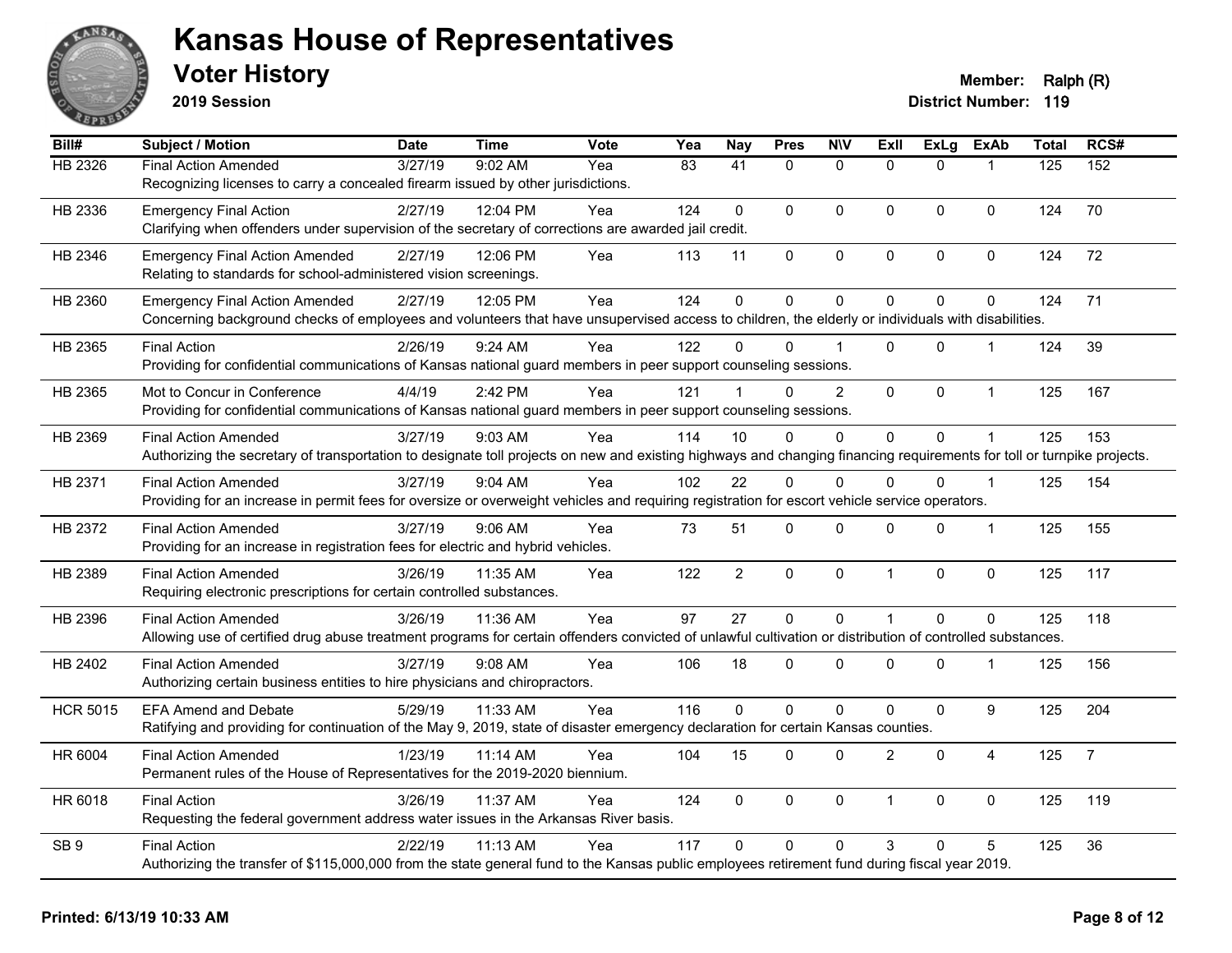# Kansas House of Representatives

## Voter History

**2019 Session**

**Member:** Ralph (R)

**District Number:** 119

| Bill# | Subject / Motion | Date | Time | Vote | Yea | Nay | Pres | N\V | ExII | ExLg | ExAb | Total | RCS# |
|---|---|---|---|---|---|---|---|---|---|---|---|---|---|
| HB 2326 | Final Action Amended | 3/27/19 | 9:02 AM | Yea | 83 | 41 | 0 | 0 | 0 | 0 | 1 | 125 | 152 |
| | Recognizing licenses to carry a concealed firearm issued by other jurisdictions. | | | | | | | | | | | | |
| HB 2336 | Emergency Final Action | 2/27/19 | 12:04 PM | Yea | 124 | 0 | 0 | 0 | 0 | 0 | 0 | 124 | 70 |
| | Clarifying when offenders under supervision of the secretary of corrections are awarded jail credit. | | | | | | | | | | | | |
| HB 2346 | Emergency Final Action Amended | 2/27/19 | 12:06 PM | Yea | 113 | 11 | 0 | 0 | 0 | 0 | 0 | 124 | 72 |
| | Relating to standards for school-administered vision screenings. | | | | | | | | | | | | |
| HB 2360 | Emergency Final Action Amended | 2/27/19 | 12:05 PM | Yea | 124 | 0 | 0 | 0 | 0 | 0 | 0 | 124 | 71 |
| | Concerning background checks of employees and volunteers that have unsupervised access to children, the elderly or individuals with disabilities. | | | | | | | | | | | | |
| HB 2365 | Final Action | 2/26/19 | 9:24 AM | Yea | 122 | 0 | 0 | 1 | 0 | 0 | 1 | 124 | 39 |
| | Providing for confidential communications of Kansas national guard members in peer support counseling sessions. | | | | | | | | | | | | |
| HB 2365 | Mot to Concur in Conference | 4/4/19 | 2:42 PM | Yea | 121 | 1 | 0 | 2 | 0 | 0 | 1 | 125 | 167 |
| | Providing for confidential communications of Kansas national guard members in peer support counseling sessions. | | | | | | | | | | | | |
| HB 2369 | Final Action Amended | 3/27/19 | 9:03 AM | Yea | 114 | 10 | 0 | 0 | 0 | 0 | 1 | 125 | 153 |
| | Authorizing the secretary of transportation to designate toll projects on new and existing highways and changing financing requirements for toll or turnpike projects. | | | | | | | | | | | | |
| HB 2371 | Final Action Amended | 3/27/19 | 9:04 AM | Yea | 102 | 22 | 0 | 0 | 0 | 0 | 1 | 125 | 154 |
| | Providing for an increase in permit fees for oversize or overweight vehicles and requiring registration for escort vehicle service operators. | | | | | | | | | | | | |
| HB 2372 | Final Action Amended | 3/27/19 | 9:06 AM | Yea | 73 | 51 | 0 | 0 | 0 | 0 | 1 | 125 | 155 |
| | Providing for an increase in registration fees for electric and hybrid vehicles. | | | | | | | | | | | | |
| HB 2389 | Final Action Amended | 3/26/19 | 11:35 AM | Yea | 122 | 2 | 0 | 0 | 1 | 0 | 0 | 125 | 117 |
| | Requiring electronic prescriptions for certain controlled substances. | | | | | | | | | | | | |
| HB 2396 | Final Action Amended | 3/26/19 | 11:36 AM | Yea | 97 | 27 | 0 | 0 | 1 | 0 | 0 | 125 | 118 |
| | Allowing use of certified drug abuse treatment programs for certain offenders convicted of unlawful cultivation or distribution of controlled substances. | | | | | | | | | | | | |
| HB 2402 | Final Action Amended | 3/27/19 | 9:08 AM | Yea | 106 | 18 | 0 | 0 | 0 | 0 | 1 | 125 | 156 |
| | Authorizing certain business entities to hire physicians and chiropractors. | | | | | | | | | | | | |
| HCR 5015 | EFA Amend and Debate | 5/29/19 | 11:33 AM | Yea | 116 | 0 | 0 | 0 | 0 | 0 | 9 | 125 | 204 |
| | Ratifying and providing for continuation of the May 9, 2019, state of disaster emergency declaration for certain Kansas counties. | | | | | | | | | | | | |
| HR 6004 | Final Action Amended | 1/23/19 | 11:14 AM | Yea | 104 | 15 | 0 | 0 | 2 | 0 | 4 | 125 | 7 |
| | Permanent rules of the House of Representatives for the 2019-2020 biennium. | | | | | | | | | | | | |
| HR 6018 | Final Action | 3/26/19 | 11:37 AM | Yea | 124 | 0 | 0 | 0 | 1 | 0 | 0 | 125 | 119 |
| | Requesting the federal government address water issues in the Arkansas River basis. | | | | | | | | | | | | |
| SB 9 | Final Action | 2/22/19 | 11:13 AM | Yea | 117 | 0 | 0 | 0 | 3 | 0 | 5 | 125 | 36 |
| | Authorizing the transfer of $115,000,000 from the state general fund to the Kansas public employees retirement fund during fiscal year 2019. | | | | | | | | | | | | |

**Printed: 6/13/19 10:33 AM**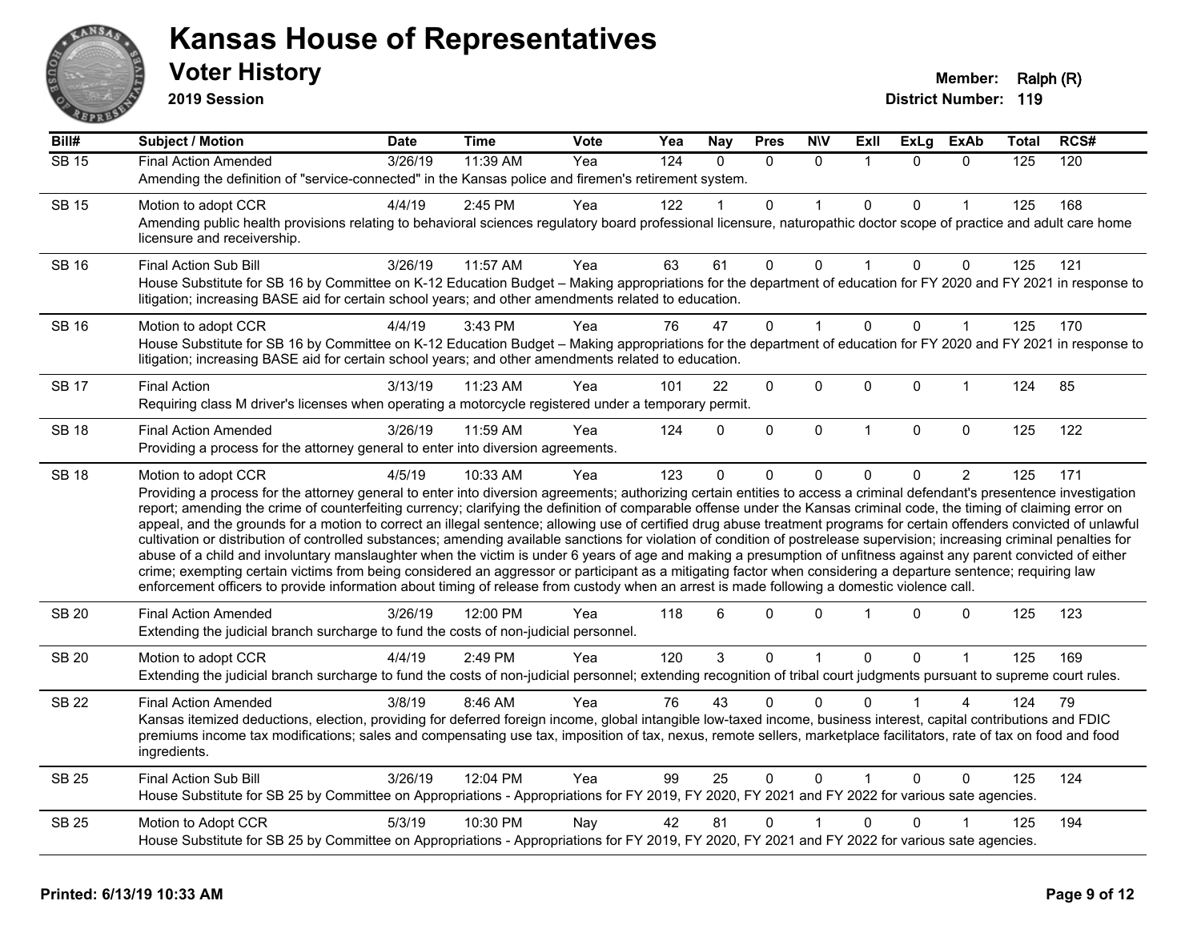# Kansas House of Representatives

## Voter History

**2019 Session**

**Member:** Ralph (R)
**District Number:** 119

| Bill# | Subject / Motion | Date | Time | Vote | Yea | Nay | Pres | N\V | ExII | ExLg | ExAb | Total | RCS# |
|---|---|---|---|---|---|---|---|---|---|---|---|---|---|
| SB 15 | Final Action Amended | 3/26/19 | 11:39 AM | Yea | 124 | 0 | 0 | 0 | 1 | 0 | 0 | 125 | 120 |
| | Amending the definition of "service-connected" in the Kansas police and firemen's retirement system. | | | | | | | | | | | | |
| SB 15 | Motion to adopt CCR | 4/4/19 | 2:45 PM | Yea | 122 | 1 | 0 | 1 | 0 | 0 | 1 | 125 | 168 |
| | Amending public health provisions relating to behavioral sciences regulatory board professional licensure, naturopathic doctor scope of practice and adult care home licensure and receivership. | | | | | | | | | | | | |
| SB 16 | Final Action Sub Bill | 3/26/19 | 11:57 AM | Yea | 63 | 61 | 0 | 0 | 1 | 0 | 0 | 125 | 121 |
| | House Substitute for SB 16 by Committee on K-12 Education Budget – Making appropriations for the department of education for FY 2020 and FY 2021 in response to litigation; increasing BASE aid for certain school years; and other amendments related to education. | | | | | | | | | | | | |
| SB 16 | Motion to adopt CCR | 4/4/19 | 3:43 PM | Yea | 76 | 47 | 0 | 1 | 0 | 0 | 1 | 125 | 170 |
| | House Substitute for SB 16 by Committee on K-12 Education Budget – Making appropriations for the department of education for FY 2020 and FY 2021 in response to litigation; increasing BASE aid for certain school years; and other amendments related to education. | | | | | | | | | | | | |
| SB 17 | Final Action | 3/13/19 | 11:23 AM | Yea | 101 | 22 | 0 | 0 | 0 | 0 | 1 | 124 | 85 |
| | Requiring class M driver's licenses when operating a motorcycle registered under a temporary permit. | | | | | | | | | | | | |
| SB 18 | Final Action Amended | 3/26/19 | 11:59 AM | Yea | 124 | 0 | 0 | 0 | 1 | 0 | 0 | 125 | 122 |
| | Providing a process for the attorney general to enter into diversion agreements. | | | | | | | | | | | | |
| SB 18 | Motion to adopt CCR | 4/5/19 | 10:33 AM | Yea | 123 | 0 | 0 | 0 | 0 | 0 | 2 | 125 | 171 |
| | Providing a process for the attorney general to enter into diversion agreements; authorizing certain entities to access a criminal defendant's presentence investigation report; amending the crime of counterfeiting currency; clarifying the definition of comparable offense under the Kansas criminal code, the timing of claiming error on appeal, and the grounds for a motion to correct an illegal sentence; allowing use of certified drug abuse treatment programs for certain offenders convicted of unlawful cultivation or distribution of controlled substances; amending available sanctions for violation of condition of postrelease supervision; increasing criminal penalties for abuse of a child and involuntary manslaughter when the victim is under 6 years of age and making a presumption of unfitness against any parent convicted of either crime; exempting certain victims from being considered an aggressor or participant as a mitigating factor when considering a departure sentence; requiring law enforcement officers to provide information about timing of release from custody when an arrest is made following a domestic violence call. | | | | | | | | | | | | |
| SB 20 | Final Action Amended | 3/26/19 | 12:00 PM | Yea | 118 | 6 | 0 | 0 | 1 | 0 | 0 | 125 | 123 |
| | Extending the judicial branch surcharge to fund the costs of non-judicial personnel. | | | | | | | | | | | | |
| SB 20 | Motion to adopt CCR | 4/4/19 | 2:49 PM | Yea | 120 | 3 | 0 | 1 | 0 | 0 | 1 | 125 | 169 |
| | Extending the judicial branch surcharge to fund the costs of non-judicial personnel; extending recognition of tribal court judgments pursuant to supreme court rules. | | | | | | | | | | | | |
| SB 22 | Final Action Amended | 3/8/19 | 8:46 AM | Yea | 76 | 43 | 0 | 0 | 0 | 1 | 4 | 124 | 79 |
| | Kansas itemized deductions, election, providing for deferred foreign income, global intangible low-taxed income, business interest, capital contributions and FDIC premiums income tax modifications; sales and compensating use tax, imposition of tax, nexus, remote sellers, marketplace facilitators, rate of tax on food and food ingredients. | | | | | | | | | | | | |
| SB 25 | Final Action Sub Bill | 3/26/19 | 12:04 PM | Yea | 99 | 25 | 0 | 0 | 1 | 0 | 0 | 125 | 124 |
| | House Substitute for SB 25 by Committee on Appropriations - Appropriations for FY 2019, FY 2020, FY 2021 and FY 2022 for various sate agencies. | | | | | | | | | | | | |
| SB 25 | Motion to Adopt CCR | 5/3/19 | 10:30 PM | Nay | 42 | 81 | 0 | 1 | 0 | 0 | 1 | 125 | 194 |
| | House Substitute for SB 25 by Committee on Appropriations - Appropriations for FY 2019, FY 2020, FY 2021 and FY 2022 for various sate agencies. | | | | | | | | | | | | |

**Printed: 6/13/19 10:33 AM**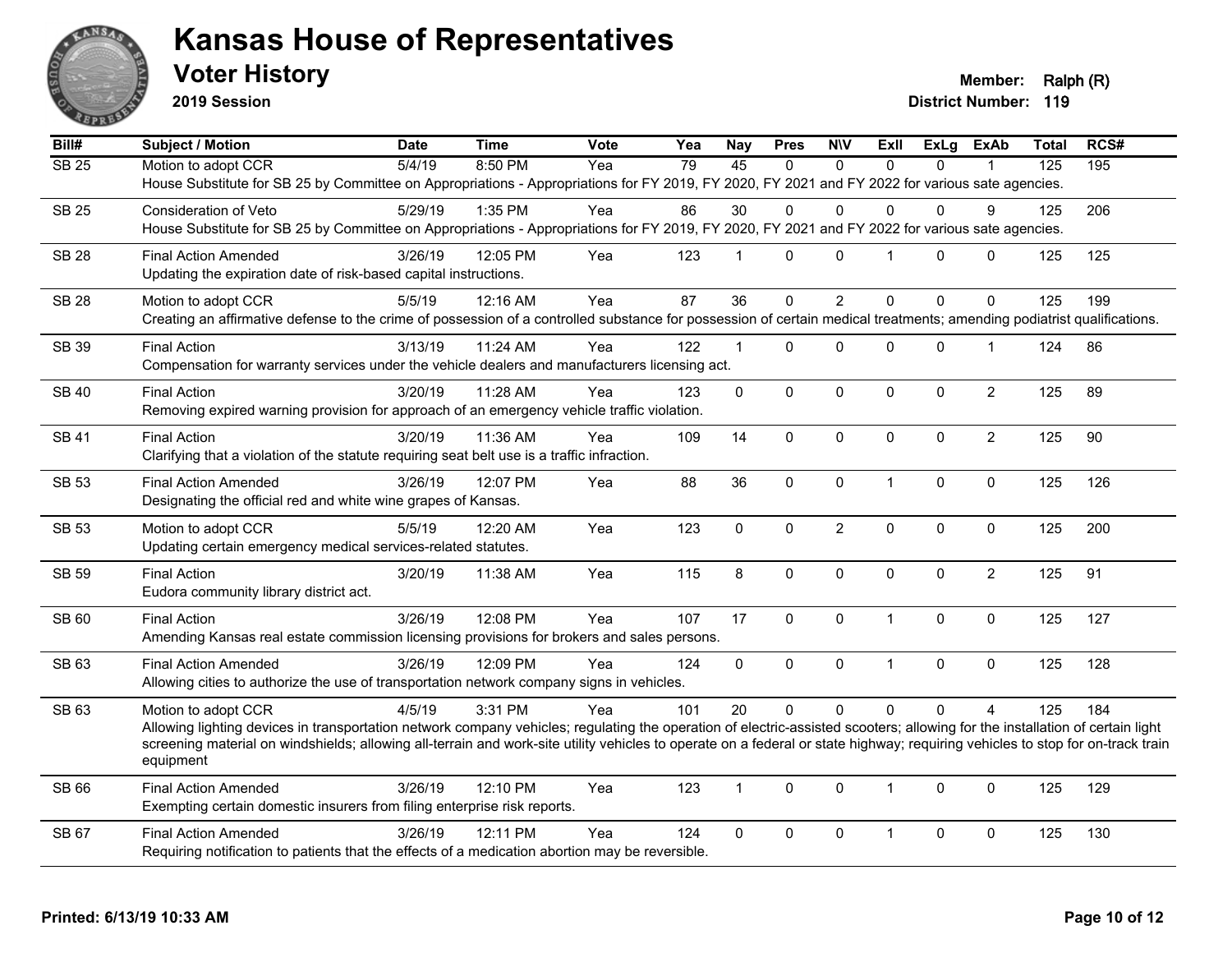# Kansas House of Representatives

## Voter History

**2019 Session**

**Member:** Ralph (R)
**District Number:** 119

| Bill# | Subject / Motion | Date | Time | Vote | Yea | Nay | Pres | N\V | ExII | ExLg | ExAb | Total | RCS# |
|---|---|---|---|---|---|---|---|---|---|---|---|---|---|
| SB 25 | Motion to adopt CCR | 5/4/19 | 8:50 PM | Yea | 79 | 45 | 0 | 0 | 0 | 0 | 1 | 125 | 195 |
| | House Substitute for SB 25 by Committee on Appropriations - Appropriations for FY 2019, FY 2020, FY 2021 and FY 2022 for various sate agencies. | | | | | | | | | | | | |
| SB 25 | Consideration of Veto | 5/29/19 | 1:35 PM | Yea | 86 | 30 | 0 | 0 | 0 | 0 | 9 | 125 | 206 |
| | House Substitute for SB 25 by Committee on Appropriations - Appropriations for FY 2019, FY 2020, FY 2021 and FY 2022 for various sate agencies. | | | | | | | | | | | | |
| SB 28 | Final Action Amended | 3/26/19 | 12:05 PM | Yea | 123 | 1 | 0 | 0 | 1 | 0 | 0 | 125 | 125 |
| | Updating the expiration date of risk-based capital instructions. | | | | | | | | | | | | |
| SB 28 | Motion to adopt CCR | 5/5/19 | 12:16 AM | Yea | 87 | 36 | 0 | 2 | 0 | 0 | 0 | 125 | 199 |
| | Creating an affirmative defense to the crime of possession of a controlled substance for possession of certain medical treatments; amending podiatrist qualifications. | | | | | | | | | | | | |
| SB 39 | Final Action | 3/13/19 | 11:24 AM | Yea | 122 | 1 | 0 | 0 | 0 | 0 | 1 | 124 | 86 |
| | Compensation for warranty services under the vehicle dealers and manufacturers licensing act. | | | | | | | | | | | | |
| SB 40 | Final Action | 3/20/19 | 11:28 AM | Yea | 123 | 0 | 0 | 0 | 0 | 0 | 2 | 125 | 89 |
| | Removing expired warning provision for approach of an emergency vehicle traffic violation. | | | | | | | | | | | | |
| SB 41 | Final Action | 3/20/19 | 11:36 AM | Yea | 109 | 14 | 0 | 0 | 0 | 0 | 2 | 125 | 90 |
| | Clarifying that a violation of the statute requiring seat belt use is a traffic infraction. | | | | | | | | | | | | |
| SB 53 | Final Action Amended | 3/26/19 | 12:07 PM | Yea | 88 | 36 | 0 | 0 | 1 | 0 | 0 | 125 | 126 |
| | Designating the official red and white wine grapes of Kansas. | | | | | | | | | | | | |
| SB 53 | Motion to adopt CCR | 5/5/19 | 12:20 AM | Yea | 123 | 0 | 0 | 2 | 0 | 0 | 0 | 125 | 200 |
| | Updating certain emergency medical services-related statutes. | | | | | | | | | | | | |
| SB 59 | Final Action | 3/20/19 | 11:38 AM | Yea | 115 | 8 | 0 | 0 | 0 | 0 | 2 | 125 | 91 |
| | Eudora community library district act. | | | | | | | | | | | | |
| SB 60 | Final Action | 3/26/19 | 12:08 PM | Yea | 107 | 17 | 0 | 0 | 1 | 0 | 0 | 125 | 127 |
| | Amending Kansas real estate commission licensing provisions for brokers and sales persons. | | | | | | | | | | | | |
| SB 63 | Final Action Amended | 3/26/19 | 12:09 PM | Yea | 124 | 0 | 0 | 0 | 1 | 0 | 0 | 125 | 128 |
| | Allowing cities to authorize the use of transportation network company signs in vehicles. | | | | | | | | | | | | |
| SB 63 | Motion to adopt CCR | 4/5/19 | 3:31 PM | Yea | 101 | 20 | 0 | 0 | 0 | 0 | 4 | 125 | 184 |
| | Allowing lighting devices in transportation network company vehicles; regulating the operation of electric-assisted scooters; allowing for the installation of certain light screening material on windshields; allowing all-terrain and work-site utility vehicles to operate on a federal or state highway; requiring vehicles to stop for on-track train equipment | | | | | | | | | | | | |
| SB 66 | Final Action Amended | 3/26/19 | 12:10 PM | Yea | 123 | 1 | 0 | 0 | 1 | 0 | 0 | 125 | 129 |
| | Exempting certain domestic insurers from filing enterprise risk reports. | | | | | | | | | | | | |
| SB 67 | Final Action Amended | 3/26/19 | 12:11 PM | Yea | 124 | 0 | 0 | 0 | 1 | 0 | 0 | 125 | 130 |
| | Requiring notification to patients that the effects of a medication abortion may be reversible. | | | | | | | | | | | | |

**Printed: 6/13/19 10:33 AM**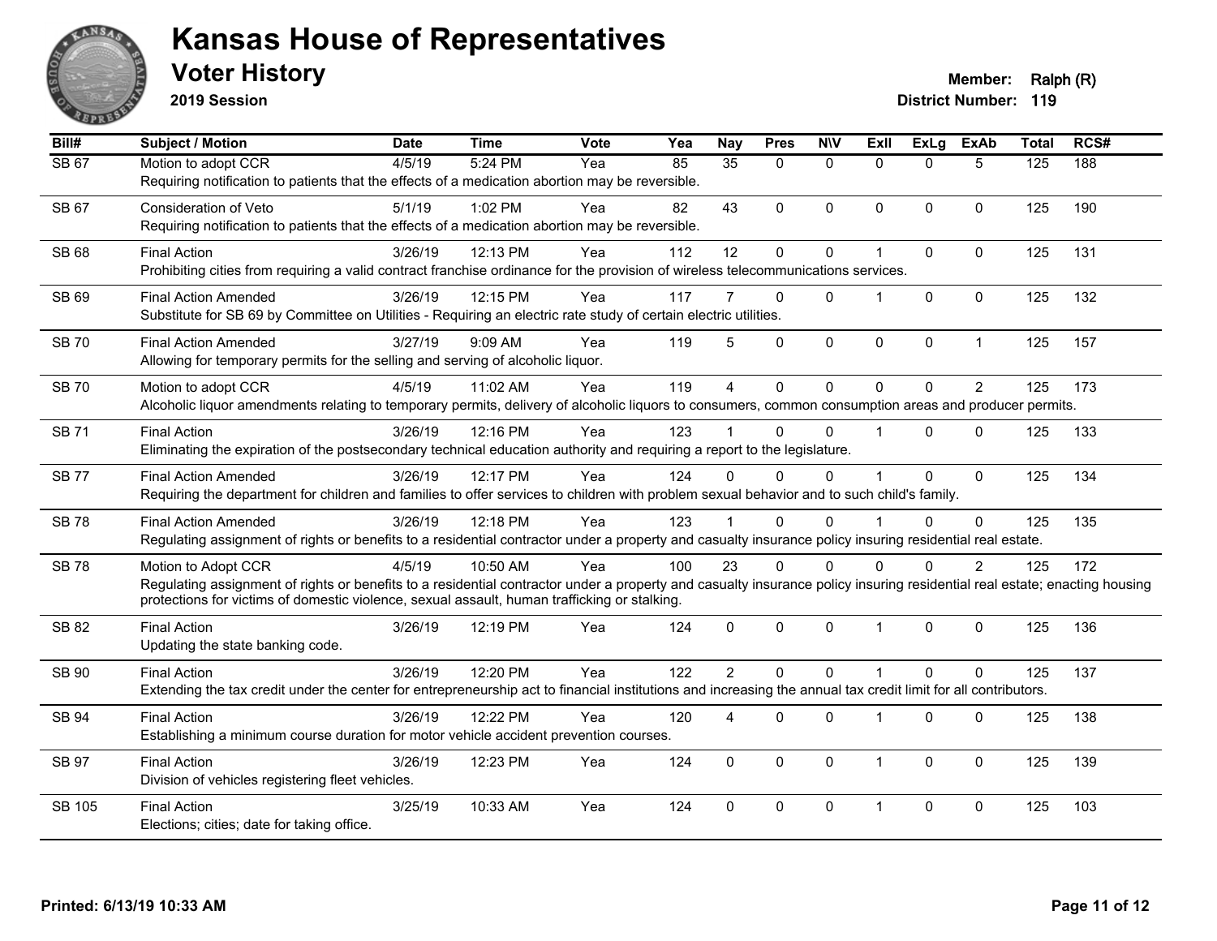# Kansas House of Representatives

## Voter History

**2019 Session**

**Member:** Ralph (R)

**District Number:** 119

| Bill# | Subject / Motion | Date | Time | Vote | Yea | Nay | Pres | N\V | ExII | ExLg | ExAb | Total | RCS# |
|---|---|---|---|---|---|---|---|---|---|---|---|---|---|
| SB 67 | Motion to adopt CCR<br>Requiring notification to patients that the effects of a medication abortion may be reversible. | 4/5/19 | 5:24 PM | Yea | 85 | 35 | 0 | 0 | 0 | 0 | 5 | 125 | 188 |
| SB 67 | Consideration of Veto<br>Requiring notification to patients that the effects of a medication abortion may be reversible. | 5/1/19 | 1:02 PM | Yea | 82 | 43 | 0 | 0 | 0 | 0 | 0 | 125 | 190 |
| SB 68 | Final Action<br>Prohibiting cities from requiring a valid contract franchise ordinance for the provision of wireless telecommunications services. | 3/26/19 | 12:13 PM | Yea | 112 | 12 | 0 | 0 | 1 | 0 | 0 | 125 | 131 |
| SB 69 | Final Action Amended<br>Substitute for SB 69 by Committee on Utilities - Requiring an electric rate study of certain electric utilities. | 3/26/19 | 12:15 PM | Yea | 117 | 7 | 0 | 0 | 1 | 0 | 0 | 125 | 132 |
| SB 70 | Final Action Amended<br>Allowing for temporary permits for the selling and serving of alcoholic liquor. | 3/27/19 | 9:09 AM | Yea | 119 | 5 | 0 | 0 | 0 | 0 | 1 | 125 | 157 |
| SB 70 | Motion to adopt CCR<br>Alcoholic liquor amendments relating to temporary permits, delivery of alcoholic liquors to consumers, common consumption areas and producer permits. | 4/5/19 | 11:02 AM | Yea | 119 | 4 | 0 | 0 | 0 | 0 | 2 | 125 | 173 |
| SB 71 | Final Action<br>Eliminating the expiration of the postsecondary technical education authority and requiring a report to the legislature. | 3/26/19 | 12:16 PM | Yea | 123 | 1 | 0 | 0 | 1 | 0 | 0 | 125 | 133 |
| SB 77 | Final Action Amended<br>Requiring the department for children and families to offer services to children with problem sexual behavior and to such child's family. | 3/26/19 | 12:17 PM | Yea | 124 | 0 | 0 | 0 | 1 | 0 | 0 | 125 | 134 |
| SB 78 | Final Action Amended<br>Regulating assignment of rights or benefits to a residential contractor under a property and casualty insurance policy insuring residential real estate. | 3/26/19 | 12:18 PM | Yea | 123 | 1 | 0 | 0 | 1 | 0 | 0 | 125 | 135 |
| SB 78 | Motion to Adopt CCR<br>Regulating assignment of rights or benefits to a residential contractor under a property and casualty insurance policy insuring residential real estate; enacting housing protections for victims of domestic violence, sexual assault, human trafficking or stalking. | 4/5/19 | 10:50 AM | Yea | 100 | 23 | 0 | 0 | 0 | 0 | 2 | 125 | 172 |
| SB 82 | Final Action<br>Updating the state banking code. | 3/26/19 | 12:19 PM | Yea | 124 | 0 | 0 | 0 | 1 | 0 | 0 | 125 | 136 |
| SB 90 | Final Action<br>Extending the tax credit under the center for entrepreneurship act to financial institutions and increasing the annual tax credit limit for all contributors. | 3/26/19 | 12:20 PM | Yea | 122 | 2 | 0 | 0 | 1 | 0 | 0 | 125 | 137 |
| SB 94 | Final Action<br>Establishing a minimum course duration for motor vehicle accident prevention courses. | 3/26/19 | 12:22 PM | Yea | 120 | 4 | 0 | 0 | 1 | 0 | 0 | 125 | 138 |
| SB 97 | Final Action<br>Division of vehicles registering fleet vehicles. | 3/26/19 | 12:23 PM | Yea | 124 | 0 | 0 | 0 | 1 | 0 | 0 | 125 | 139 |
| SB 105 | Final Action<br>Elections; cities; date for taking office. | 3/25/19 | 10:33 AM | Yea | 124 | 0 | 0 | 0 | 1 | 0 | 0 | 125 | 103 |

Printed: 6/13/19 10:33 AM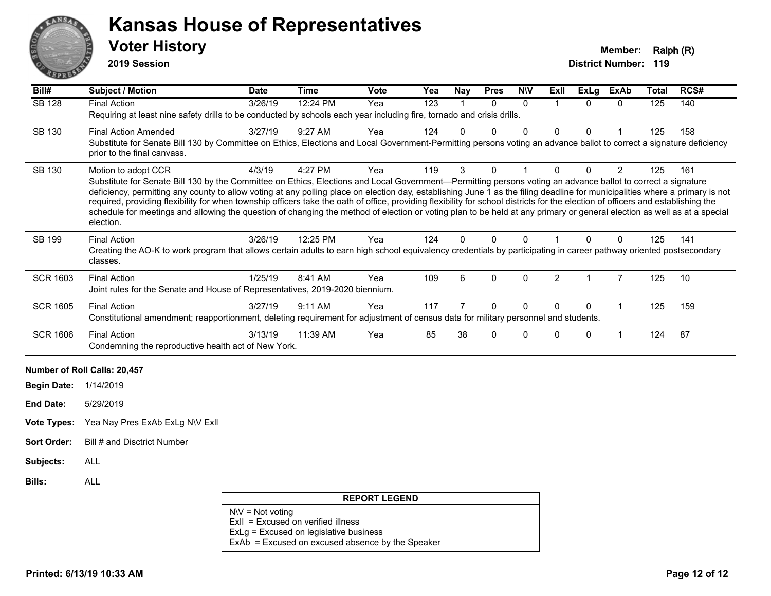# Kansas House of Representatives

## Voter History

**2019 Session**

**Member:** Ralph (R)
**District Number:** 119

| Bill# | Subject / Motion | Date | Time | Vote | Yea | Nay | Pres | N\V | ExII | ExLg | ExAb | Total | RCS# |
|---|---|---|---|---|---|---|---|---|---|---|---|---|---|
| SB 128 | Final Action | 3/26/19 | 12:24 PM | Yea | 123 | 1 | 0 | 0 | 1 | 0 | 0 | 125 | 140 |
| | Requiring at least nine safety drills to be conducted by schools each year including fire, tornado and crisis drills. | | | | | | | | | | | | |
| SB 130 | Final Action Amended | 3/27/19 | 9:27 AM | Yea | 124 | 0 | 0 | 0 | 0 | 0 | 1 | 125 | 158 |
| | Substitute for Senate Bill 130 by Committee on Ethics, Elections and Local Government-Permitting persons voting an advance ballot to correct a signature deficiency prior to the final canvass. | | | | | | | | | | | | |
| SB 130 | Motion to adopt CCR | 4/3/19 | 4:27 PM | Yea | 119 | 3 | 0 | 1 | 0 | 0 | 2 | 125 | 161 |
| | Substitute for Senate Bill 130 by the Committee on Ethics, Elections and Local Government—Permitting persons voting an advance ballot to correct a signature deficiency, permitting any county to allow voting at any polling place on election day, establishing June 1 as the filing deadline for municipalities where a primary is not required, providing flexibility for when township officers take the oath of office, providing flexibility for school districts for the election of officers and establishing the schedule for meetings and allowing the question of changing the method of election or voting plan to be held at any primary or general election as well as at a special election. | | | | | | | | | | | | |
| SB 199 | Final Action | 3/26/19 | 12:25 PM | Yea | 124 | 0 | 0 | 0 | 1 | 0 | 0 | 125 | 141 |
| | Creating the AO-K to work program that allows certain adults to earn high school equivalency credentials by participating in career pathway oriented postsecondary classes. | | | | | | | | | | | | |
| SCR 1603 | Final Action | 1/25/19 | 8:41 AM | Yea | 109 | 6 | 0 | 0 | 2 | 1 | 7 | 125 | 10 |
| | Joint rules for the Senate and House of Representatives, 2019-2020 biennium. | | | | | | | | | | | | |
| SCR 1605 | Final Action | 3/27/19 | 9:11 AM | Yea | 117 | 7 | 0 | 0 | 0 | 0 | 1 | 125 | 159 |
| | Constitutional amendment; reapportionment, deleting requirement for adjustment of census data for military personnel and students. | | | | | | | | | | | | |
| SCR 1606 | Final Action | 3/13/19 | 11:39 AM | Yea | 85 | 38 | 0 | 0 | 0 | 0 | 1 | 124 | 87 |
| | Condemning the reproductive health act of New York. | | | | | | | | | | | | |

**Number of Roll Calls: 20,457**

**Begin Date:** 1/14/2019

**End Date:** 5/29/2019

**Vote Types:** Yea Nay Pres ExAb ExLg N\V ExIl

**Sort Order:** Bill # and Disctrict Number

**Subjects:** ALL

**Bills:** ALL

| REPORT LEGEND |
|---|
| N\V = Not voting |
| ExIl = Excused on verified illness |
| ExLg = Excused on legislative business |
| ExAb = Excused on excused absence by the Speaker |

**Printed: 6/13/19 10:33 AM**